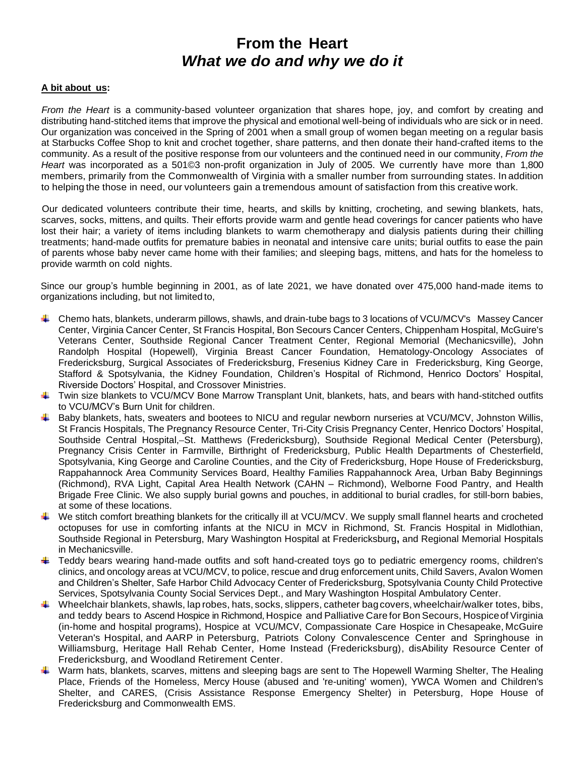# From the Heart
## *What we do and why we do it*

**A bit about us:**

*From the Heart* is a community-based volunteer organization that shares hope, joy, and comfort by creating and distributing hand-stitched items that improve the physical and emotional well-being of individuals who are sick or in need. Our organization was conceived in the Spring of 2001 when a small group of women began meeting on a regular basis at Starbucks Coffee Shop to knit and crochet together, share patterns, and then donate their hand-crafted items to the community. As a result of the positive response from our volunteers and the continued need in our community, *From the Heart* was incorporated as a 501©3 non-profit organization in July of 2005. We currently have more than 1,800 members, primarily from the Commonwealth of Virginia with a smaller number from surrounding states. In addition to helping the those in need, our volunteers gain a tremendous amount of satisfaction from this creative work.

Our dedicated volunteers contribute their time, hearts, and skills by knitting, crocheting, and sewing blankets, hats, scarves, socks, mittens, and quilts. Their efforts provide warm and gentle head coverings for cancer patients who have lost their hair; a variety of items including blankets to warm chemotherapy and dialysis patients during their chilling treatments; hand-made outfits for premature babies in neonatal and intensive care units; burial outfits to ease the pain of parents whose baby never came home with their families; and sleeping bags, mittens, and hats for the homeless to provide warmth on cold nights.

Since our group's humble beginning in 2001, as of late 2021, we have donated over 475,000 hand-made items to organizations including, but not limited to,

- Chemo hats, blankets, underarm pillows, shawls, and drain-tube bags to 3 locations of VCU/MCV's Massey Cancer Center, Virginia Cancer Center, St Francis Hospital, Bon Secours Cancer Centers, Chippenham Hospital, McGuire's Veterans Center, Southside Regional Cancer Treatment Center, Regional Memorial (Mechanicsville), John Randolph Hospital (Hopewell), Virginia Breast Cancer Foundation, Hematology-Oncology Associates of Fredericksburg, Surgical Associates of Fredericksburg, Fresenius Kidney Care in Fredericksburg, King George, Stafford & Spotsylvania, the Kidney Foundation, Children's Hospital of Richmond, Henrico Doctors' Hospital, Riverside Doctors' Hospital, and Crossover Ministries.
- Twin size blankets to VCU/MCV Bone Marrow Transplant Unit, blankets, hats, and bears with hand-stitched outfits to VCU/MCV's Burn Unit for children.
- Baby blankets, hats, sweaters and bootees to NICU and regular newborn nurseries at VCU/MCV, Johnston Willis, St Francis Hospitals, The Pregnancy Resource Center, Tri-City Crisis Pregnancy Center, Henrico Doctors' Hospital, Southside Central Hospital,–St. Matthews (Fredericksburg), Southside Regional Medical Center (Petersburg), Pregnancy Crisis Center in Farmville, Birthright of Fredericksburg, Public Health Departments of Chesterfield, Spotsylvania, King George and Caroline Counties, and the City of Fredericksburg, Hope House of Fredericksburg, Rappahannock Area Community Services Board, Healthy Families Rappahannock Area, Urban Baby Beginnings (Richmond), RVA Light, Capital Area Health Network (CAHN – Richmond), Welborne Food Pantry, and Health Brigade Free Clinic. We also supply burial gowns and pouches, in additional to burial cradles, for still-born babies, at some of these locations.
- We stitch comfort breathing blankets for the critically ill at VCU/MCV. We supply small flannel hearts and crocheted octopuses for use in comforting infants at the NICU in MCV in Richmond, St. Francis Hospital in Midlothian, Southside Regional in Petersburg, Mary Washington Hospital at Fredericksburg, and Regional Memorial Hospitals in Mechanicsville.
- Teddy bears wearing hand-made outfits and soft hand-created toys go to pediatric emergency rooms, children's clinics, and oncology areas at VCU/MCV, to police, rescue and drug enforcement units, Child Savers, Avalon Women and Children's Shelter, Safe Harbor Child Advocacy Center of Fredericksburg, Spotsylvania County Child Protective Services, Spotsylvania County Social Services Dept., and Mary Washington Hospital Ambulatory Center.
- Wheelchair blankets, shawls, lap robes, hats, socks, slippers, catheter bag covers, wheelchair/walker totes, bibs, and teddy bears to Ascend Hospice in Richmond, Hospice and Palliative Care for Bon Secours, Hospice of Virginia (in-home and hospital programs), Hospice at VCU/MCV, Compassionate Care Hospice in Chesapeake, McGuire Veteran's Hospital, and AARP in Petersburg, Patriots Colony Convalescence Center and Springhouse in Williamsburg, Heritage Hall Rehab Center, Home Instead (Fredericksburg), disAbility Resource Center of Fredericksburg, and Woodland Retirement Center.
- Warm hats, blankets, scarves, mittens and sleeping bags are sent to The Hopewell Warming Shelter, The Healing Place, Friends of the Homeless, Mercy House (abused and 're-uniting' women), YWCA Women and Children's Shelter, and CARES, (Crisis Assistance Response Emergency Shelter) in Petersburg, Hope House of Fredericksburg and Commonwealth EMS.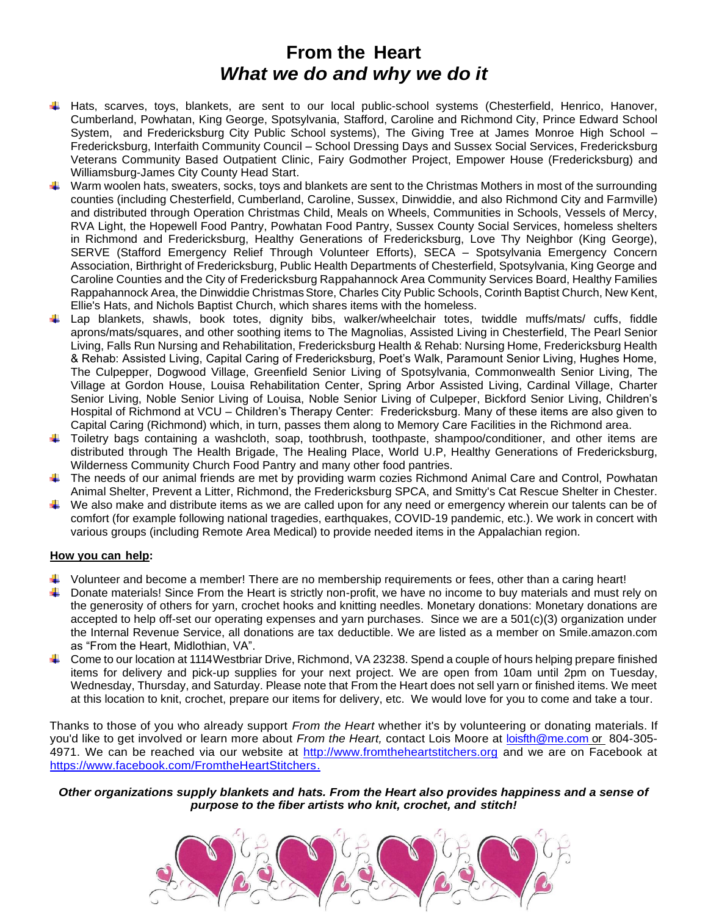# From the Heart
## *What we do and why we do it*

- Hats, scarves, toys, blankets, are sent to our local public-school systems (Chesterfield, Henrico, Hanover, Cumberland, Powhatan, King George, Spotsylvania, Stafford, Caroline and Richmond City, Prince Edward School System, and Fredericksburg City Public School systems), The Giving Tree at James Monroe High School – Fredericksburg, Interfaith Community Council – School Dressing Days and Sussex Social Services, Fredericksburg Veterans Community Based Outpatient Clinic, Fairy Godmother Project, Empower House (Fredericksburg) and Williamsburg-James City County Head Start.
- Warm woolen hats, sweaters, socks, toys and blankets are sent to the Christmas Mothers in most of the surrounding counties (including Chesterfield, Cumberland, Caroline, Sussex, Dinwiddie, and also Richmond City and Farmville) and distributed through Operation Christmas Child, Meals on Wheels, Communities in Schools, Vessels of Mercy, RVA Light, the Hopewell Food Pantry, Powhatan Food Pantry, Sussex County Social Services, homeless shelters in Richmond and Fredericksburg, Healthy Generations of Fredericksburg, Love Thy Neighbor (King George), SERVE (Stafford Emergency Relief Through Volunteer Efforts), SECA – Spotsylvania Emergency Concern Association, Birthright of Fredericksburg, Public Health Departments of Chesterfield, Spotsylvania, King George and Caroline Counties and the City of Fredericksburg Rappahannock Area Community Services Board, Healthy Families Rappahannock Area, the Dinwiddie Christmas Store, Charles City Public Schools, Corinth Baptist Church, New Kent, Ellie's Hats, and Nichols Baptist Church, which shares items with the homeless.
- Lap blankets, shawls, book totes, dignity bibs, walker/wheelchair totes, twiddle muffs/mats/ cuffs, fiddle aprons/mats/squares, and other soothing items to The Magnolias, Assisted Living in Chesterfield, The Pearl Senior Living, Falls Run Nursing and Rehabilitation, Fredericksburg Health & Rehab: Nursing Home, Fredericksburg Health & Rehab: Assisted Living, Capital Caring of Fredericksburg, Poet's Walk, Paramount Senior Living, Hughes Home, The Culpepper, Dogwood Village, Greenfield Senior Living of Spotsylvania, Commonwealth Senior Living, The Village at Gordon House, Louisa Rehabilitation Center, Spring Arbor Assisted Living, Cardinal Village, Charter Senior Living, Noble Senior Living of Louisa, Noble Senior Living of Culpeper, Bickford Senior Living, Children's Hospital of Richmond at VCU – Children's Therapy Center: Fredericksburg. Many of these items are also given to Capital Caring (Richmond) which, in turn, passes them along to Memory Care Facilities in the Richmond area.
- Toiletry bags containing a washcloth, soap, toothbrush, toothpaste, shampoo/conditioner, and other items are distributed through The Health Brigade, The Healing Place, World U.P, Healthy Generations of Fredericksburg, Wilderness Community Church Food Pantry and many other food pantries.
- The needs of our animal friends are met by providing warm cozies Richmond Animal Care and Control, Powhatan Animal Shelter, Prevent a Litter, Richmond, the Fredericksburg SPCA, and Smitty's Cat Rescue Shelter in Chester.
- We also make and distribute items as we are called upon for any need or emergency wherein our talents can be of comfort (for example following national tragedies, earthquakes, COVID-19 pandemic, etc.). We work in concert with various groups (including Remote Area Medical) to provide needed items in the Appalachian region.

**How you can help:**

- Volunteer and become a member! There are no membership requirements or fees, other than a caring heart!
- Donate materials! Since From the Heart is strictly non-profit, we have no income to buy materials and must rely on the generosity of others for yarn, crochet hooks and knitting needles. Monetary donations: Monetary donations are accepted to help off-set our operating expenses and yarn purchases. Since we are a 501(c)(3) organization under the Internal Revenue Service, all donations are tax deductible. We are listed as a member on Smile.amazon.com as "From the Heart, Midlothian, VA".
- Come to our location at 1114 Westbriar Drive, Richmond, VA 23238. Spend a couple of hours helping prepare finished items for delivery and pick-up supplies for your next project. We are open from 10am until 2pm on Tuesday, Wednesday, Thursday, and Saturday. Please note that From the Heart does not sell yarn or finished items. We meet at this location to knit, crochet, prepare our items for delivery, etc. We would love for you to come and take a tour.

Thanks to those of you who already support *From the Heart* whether it's by volunteering or donating materials. If you'd like to get involved or learn more about *From the Heart,* contact Lois Moore at loisfth@me.com or 804-305-4971. We can be reached via our website at http://www.fromtheheartstitchers.org and we are on Facebook at https://www.facebook.com/FromtheHeartStitchers.

***Other organizations supply blankets and hats. From the Heart also provides happiness and a sense of purpose to the fiber artists who knit, crochet, and stitch!***